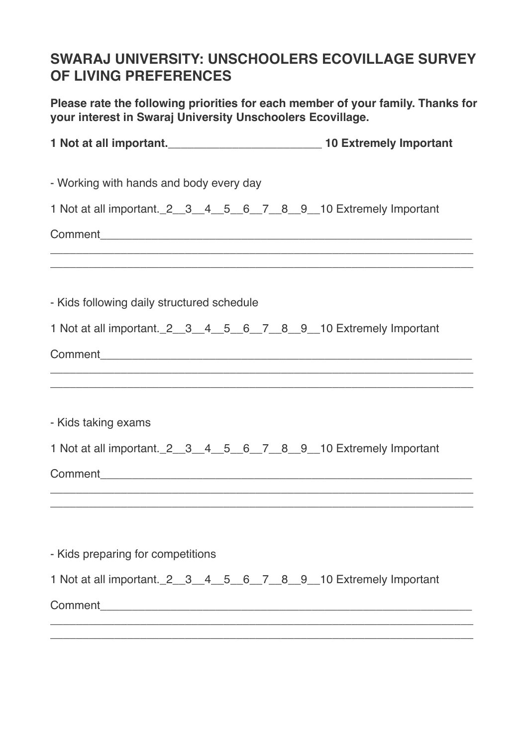# SWARAJ UNIVERSITY: UNSCHOOLERS ECOVILLAGE SURVEY OF LIVING PREFERENCES

**Please rate the following priorities for each member of your family. Thanks for your interest in Swaraj University Unschoolers Ecovillage.**

**1 Not at all important.________________________ 10 Extremely Important**

- Working with hands and body every day

1 Not at all important._2__3__4__5__6__7__8__9__10 Extremely Important

Comment___________________________________________________________
_________________________________________________________________
_________________________________________________________________

- Kids following daily structured schedule

1 Not at all important._2__3__4__5__6__7__8__9__10 Extremely Important

Comment___________________________________________________________
_________________________________________________________________
_________________________________________________________________

- Kids taking exams

1 Not at all important._2__3__4__5__6__7__8__9__10 Extremely Important

Comment___________________________________________________________
_________________________________________________________________
_________________________________________________________________

- Kids preparing for competitions

1 Not at all important._2__3__4__5__6__7__8__9__10 Extremely Important

Comment___________________________________________________________
_________________________________________________________________
_________________________________________________________________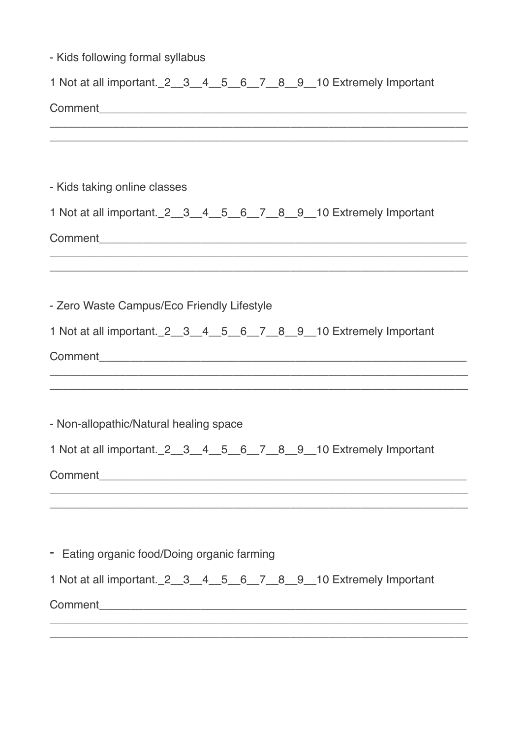- Kids following formal syllabus

1 Not at all important._2__3__4__5__6__7__8__9__10 Extremely Important

Comment___________________________________________________________
______________________________________________________________________
______________________________________________________________________

- Kids taking online classes

1 Not at all important._2__3__4__5__6__7__8__9__10 Extremely Important

Comment___________________________________________________________
______________________________________________________________________
______________________________________________________________________

- Zero Waste Campus/Eco Friendly Lifestyle

1 Not at all important._2__3__4__5__6__7__8__9__10 Extremely Important

Comment___________________________________________________________
______________________________________________________________________
______________________________________________________________________

- Non-allopathic/Natural healing space

1 Not at all important._2__3__4__5__6__7__8__9__10 Extremely Important

Comment___________________________________________________________
______________________________________________________________________
______________________________________________________________________

- Eating organic food/Doing organic farming

1 Not at all important._2__3__4__5__6__7__8__9__10 Extremely Important

Comment___________________________________________________________
______________________________________________________________________
______________________________________________________________________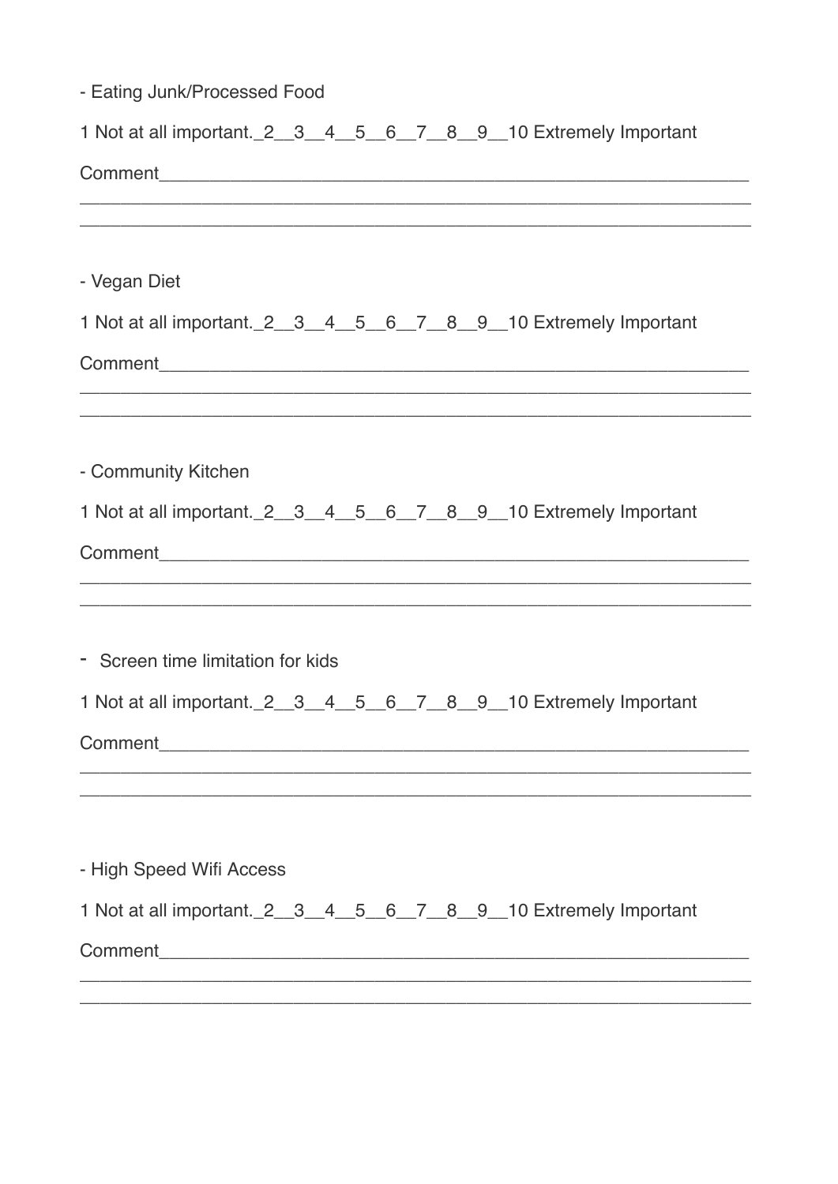- Eating Junk/Processed Food

1 Not at all important._2__3__4__5__6__7__8__9__10 Extremely Important

Comment___________________________________________________________
_________________________________________________________________
_________________________________________________________________

- Vegan Diet

1 Not at all important._2__3__4__5__6__7__8__9__10 Extremely Important

Comment___________________________________________________________
_________________________________________________________________
_________________________________________________________________

- Community Kitchen

1 Not at all important._2__3__4__5__6__7__8__9__10 Extremely Important

Comment___________________________________________________________
_________________________________________________________________
_________________________________________________________________

- Screen time limitation for kids

1 Not at all important._2__3__4__5__6__7__8__9__10 Extremely Important

Comment___________________________________________________________
_________________________________________________________________
_________________________________________________________________

- High Speed Wifi Access

1 Not at all important._2__3__4__5__6__7__8__9__10 Extremely Important

Comment___________________________________________________________
_________________________________________________________________
_________________________________________________________________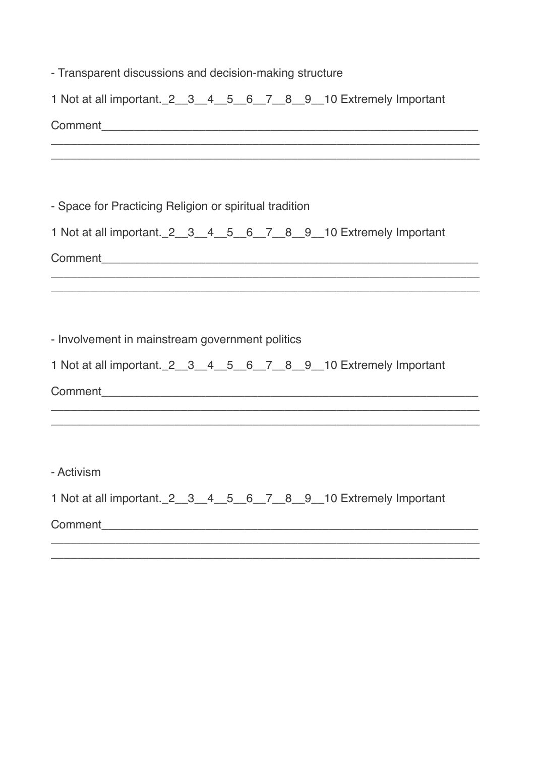- Transparent discussions and decision-making structure

1 Not at all important._2__3__4__5__6__7__8__9__10 Extremely Important

Comment____________________________________________________________
______________________________________________________________________
______________________________________________________________________

- Space for Practicing Religion or spiritual tradition

1 Not at all important._2__3__4__5__6__7__8__9__10 Extremely Important

Comment____________________________________________________________
______________________________________________________________________
______________________________________________________________________

- Involvement in mainstream government politics

1 Not at all important._2__3__4__5__6__7__8__9__10 Extremely Important

Comment____________________________________________________________
______________________________________________________________________
______________________________________________________________________

- Activism

1 Not at all important._2__3__4__5__6__7__8__9__10 Extremely Important

Comment____________________________________________________________
______________________________________________________________________
______________________________________________________________________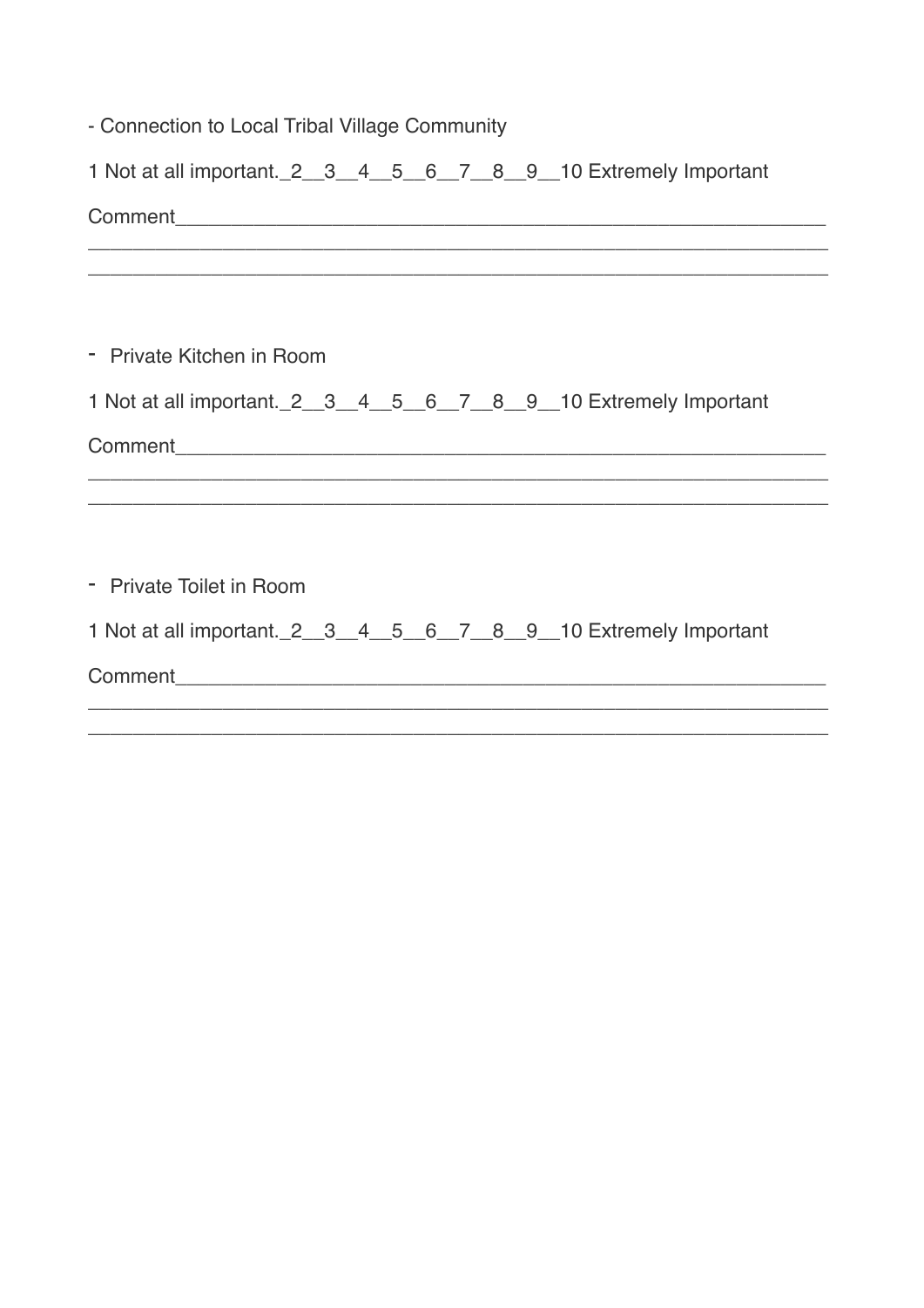- Connection to Local Tribal Village Community

1 Not at all important._2__3__4__5__6__7__8__9__10 Extremely Important

Comment___________________________________________________________
_____________________________________________________________________
_____________________________________________________________________

- Private Kitchen in Room

1 Not at all important._2__3__4__5__6__7__8__9__10 Extremely Important

Comment___________________________________________________________
_____________________________________________________________________
_____________________________________________________________________

- Private Toilet in Room

1 Not at all important._2__3__4__5__6__7__8__9__10 Extremely Important

Comment___________________________________________________________
_____________________________________________________________________
_____________________________________________________________________